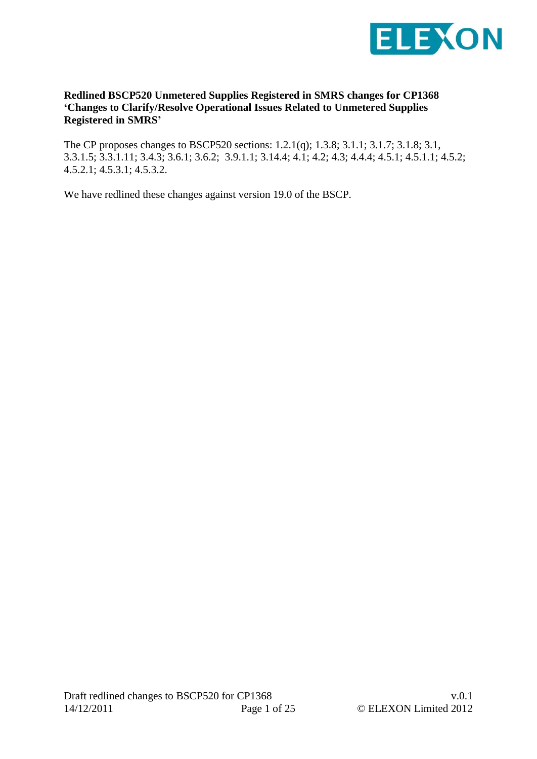**Redlined BSCP520 Unmetered Supplies Registered in SMRS changes for CP1368 'Changes to Clarify/Resolve Operational Issues Related to Unmetered Supplies Registered in SMRS'**

The CP proposes changes to BSCP520 sections: 1.2.1(q); 1.3.8; 3.1.1; 3.1.7; 3.1.8; 3.1, 3.3.1.5; 3.3.1.11; 3.4.3; 3.6.1; 3.6.2; 3.9.1.1; 3.14.4; 4.1; 4.2; 4.3; 4.4.4; 4.5.1; 4.5.1.1; 4.5.2; 4.5.2.1; 4.5.3.1; 4.5.3.2.

We have redlined these changes against version 19.0 of the BSCP.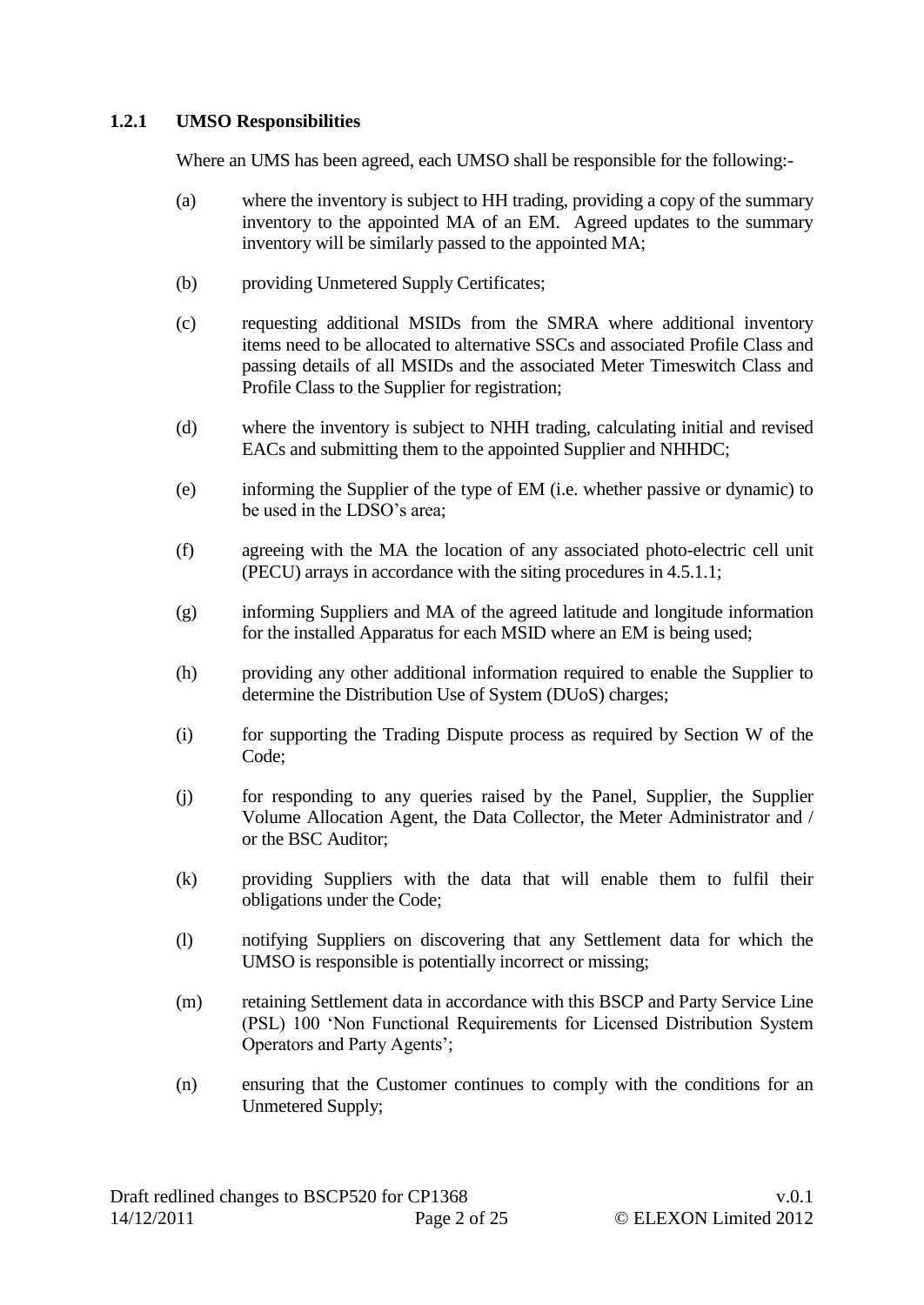### 1.2.1 UMSO Responsibilities

Where an UMS has been agreed, each UMSO shall be responsible for the following:-

(a) where the inventory is subject to HH trading, providing a copy of the summary inventory to the appointed MA of an EM. Agreed updates to the summary inventory will be similarly passed to the appointed MA;

(b) providing Unmetered Supply Certificates;

(c) requesting additional MSIDs from the SMRA where additional inventory items need to be allocated to alternative SSCs and associated Profile Class and passing details of all MSIDs and the associated Meter Timeswitch Class and Profile Class to the Supplier for registration;

(d) where the inventory is subject to NHH trading, calculating initial and revised EACs and submitting them to the appointed Supplier and NHHDC;

(e) informing the Supplier of the type of EM (i.e. whether passive or dynamic) to be used in the LDSO's area;

(f) agreeing with the MA the location of any associated photo-electric cell unit (PECU) arrays in accordance with the siting procedures in 4.5.1.1;

(g) informing Suppliers and MA of the agreed latitude and longitude information for the installed Apparatus for each MSID where an EM is being used;

(h) providing any other additional information required to enable the Supplier to determine the Distribution Use of System (DUoS) charges;

(i) for supporting the Trading Dispute process as required by Section W of the Code;

(j) for responding to any queries raised by the Panel, Supplier, the Supplier Volume Allocation Agent, the Data Collector, the Meter Administrator and / or the BSC Auditor;

(k) providing Suppliers with the data that will enable them to fulfil their obligations under the Code;

(l) notifying Suppliers on discovering that any Settlement data for which the UMSO is responsible is potentially incorrect or missing;

(m) retaining Settlement data in accordance with this BSCP and Party Service Line (PSL) 100 'Non Functional Requirements for Licensed Distribution System Operators and Party Agents';

(n) ensuring that the Customer continues to comply with the conditions for an Unmetered Supply;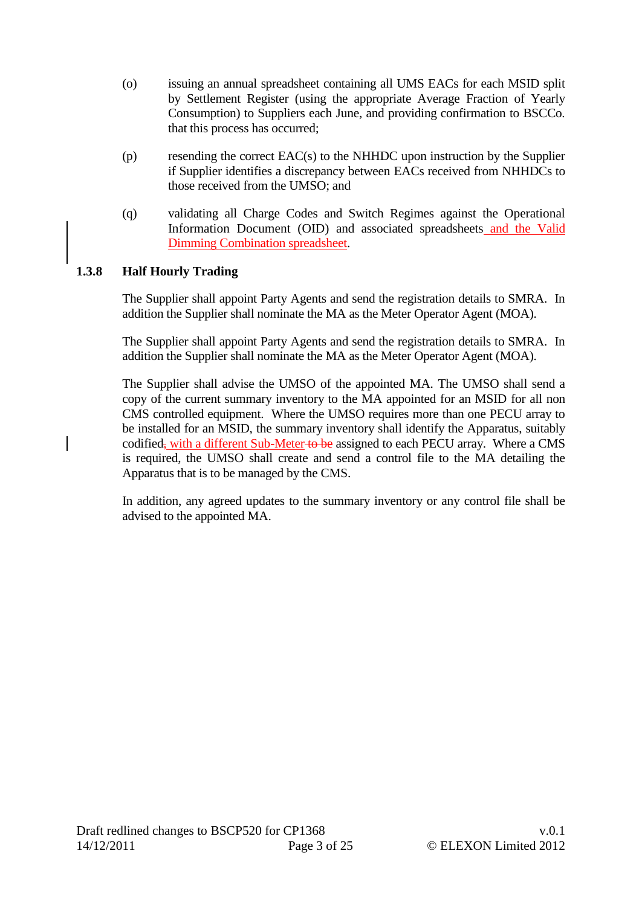(o) issuing an annual spreadsheet containing all UMS EACs for each MSID split by Settlement Register (using the appropriate Average Fraction of Yearly Consumption) to Suppliers each June, and providing confirmation to BSCCo. that this process has occurred;

(p) resending the correct EAC(s) to the NHHDC upon instruction by the Supplier if Supplier identifies a discrepancy between EACs received from NHHDCs to those received from the UMSO; and

(q) validating all Charge Codes and Switch Regimes against the Operational Information Document (OID) and associated spreadsheets and the Valid Dimming Combination spreadsheet.

### 1.3.8 Half Hourly Trading

The Supplier shall appoint Party Agents and send the registration details to SMRA. In addition the Supplier shall nominate the MA as the Meter Operator Agent (MOA).

The Supplier shall appoint Party Agents and send the registration details to SMRA. In addition the Supplier shall nominate the MA as the Meter Operator Agent (MOA).

The Supplier shall advise the UMSO of the appointed MA. The UMSO shall send a copy of the current summary inventory to the MA appointed for an MSID for all non CMS controlled equipment. Where the UMSO requires more than one PECU array to be installed for an MSID, the summary inventory shall identify the Apparatus, suitably codified, with a different Sub-Meter ~~to be~~ assigned to each PECU array. Where a CMS is required, the UMSO shall create and send a control file to the MA detailing the Apparatus that is to be managed by the CMS.

In addition, any agreed updates to the summary inventory or any control file shall be advised to the appointed MA.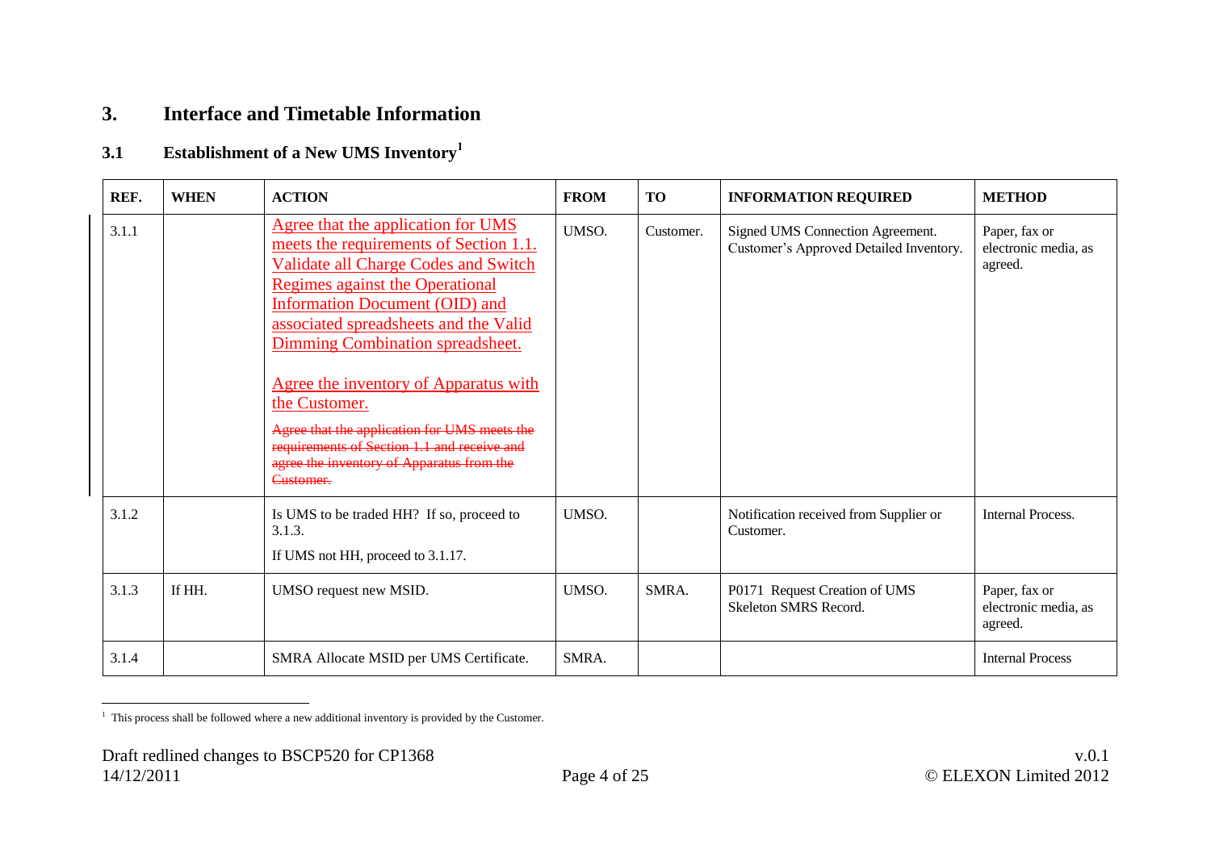# 3. Interface and Timetable Information

## 3.1 Establishment of a New UMS Inventory[1]

| REF. | WHEN | ACTION | FROM | TO | INFORMATION REQUIRED | METHOD |
|---|---|---|---|---|---|---|
| 3.1.1 | | Agree that the application for UMS meets the requirements of Section 1.1. Validate all Charge Codes and Switch Regimes against the Operational Information Document (OID) and associated spreadsheets and the Valid Dimming Combination spreadsheet.<br><br>Agree the inventory of Apparatus with the Customer.<br><br>~~Agree that the application for UMS meets the requirements of Section 1.1 and receive and agree the inventory of Apparatus from the Customer.~~ | UMSO. | Customer. | Signed UMS Connection Agreement. Customer's Approved Detailed Inventory. | Paper, fax or electronic media, as agreed. |
| 3.1.2 | | Is UMS to be traded HH? If so, proceed to 3.1.3.<br><br>If UMS not HH, proceed to 3.1.17. | UMSO. | | Notification received from Supplier or Customer. | Internal Process. |
| 3.1.3 | If HH. | UMSO request new MSID. | UMSO. | SMRA. | P0171 Request Creation of UMS Skeleton SMRS Record. | Paper, fax or electronic media, as agreed. |
| 3.1.4 | | SMRA Allocate MSID per UMS Certificate. | SMRA. | | | Internal Process |

[1] This process shall be followed where a new additional inventory is provided by the Customer.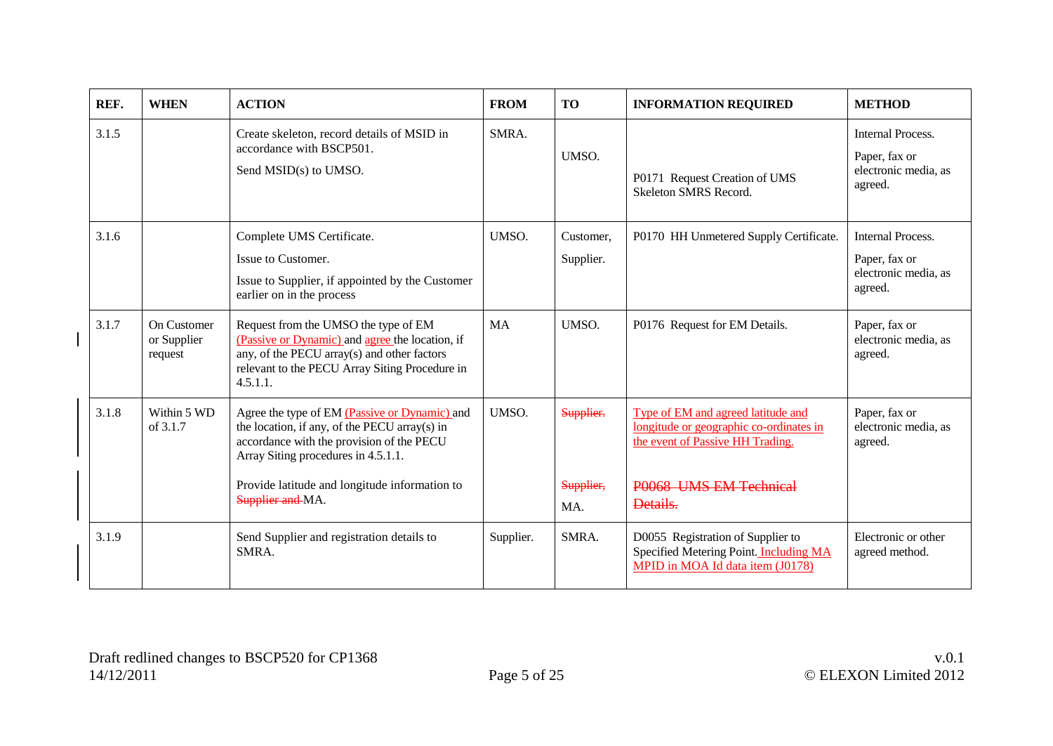| REF. | WHEN | ACTION | FROM | TO | INFORMATION REQUIRED | METHOD |
|---|---|---|---|---|---|---|
| 3.1.5 | | Create skeleton, record details of MSID in accordance with BSCP501.<br>Send MSID(s) to UMSO. | SMRA. | UMSO. | P0171 Request Creation of UMS Skeleton SMRS Record. | Internal Process.<br>Paper, fax or electronic media, as agreed. |
| 3.1.6 | | Complete UMS Certificate.<br>Issue to Customer.<br>Issue to Supplier, if appointed by the Customer earlier on in the process | UMSO. | Customer,<br>Supplier. | P0170 HH Unmetered Supply Certificate. | Internal Process.<br>Paper, fax or electronic media, as agreed. |
| 3.1.7 | On Customer or Supplier request | Request from the UMSO the type of EM (Passive or Dynamic) and agree the location, if any, of the PECU array(s) and other factors relevant to the PECU Array Siting Procedure in 4.5.1.1. | MA | UMSO. | P0176 Request for EM Details. | Paper, fax or electronic media, as agreed. |
| 3.1.8 | Within 5 WD of 3.1.7 | Agree the type of EM (Passive or Dynamic) and the location, if any, of the PECU array(s) in accordance with the provision of the PECU Array Siting procedures in 4.5.1.1.<br>Provide latitude and longitude information to ~~Supplier and~~ MA. | UMSO. | ~~Supplier.~~<br>~~Supplier,~~<br>MA. | Type of EM and agreed latitude and longitude or geographic co-ordinates in the event of Passive HH Trading.<br>~~P0068 UMS EM Technical Details.~~ | Paper, fax or electronic media, as agreed. |
| 3.1.9 | | Send Supplier and registration details to SMRA. | Supplier. | SMRA. | D0055 Registration of Supplier to Specified Metering Point. Including MA MPID in MOA Id data item (J0178) | Electronic or other agreed method. |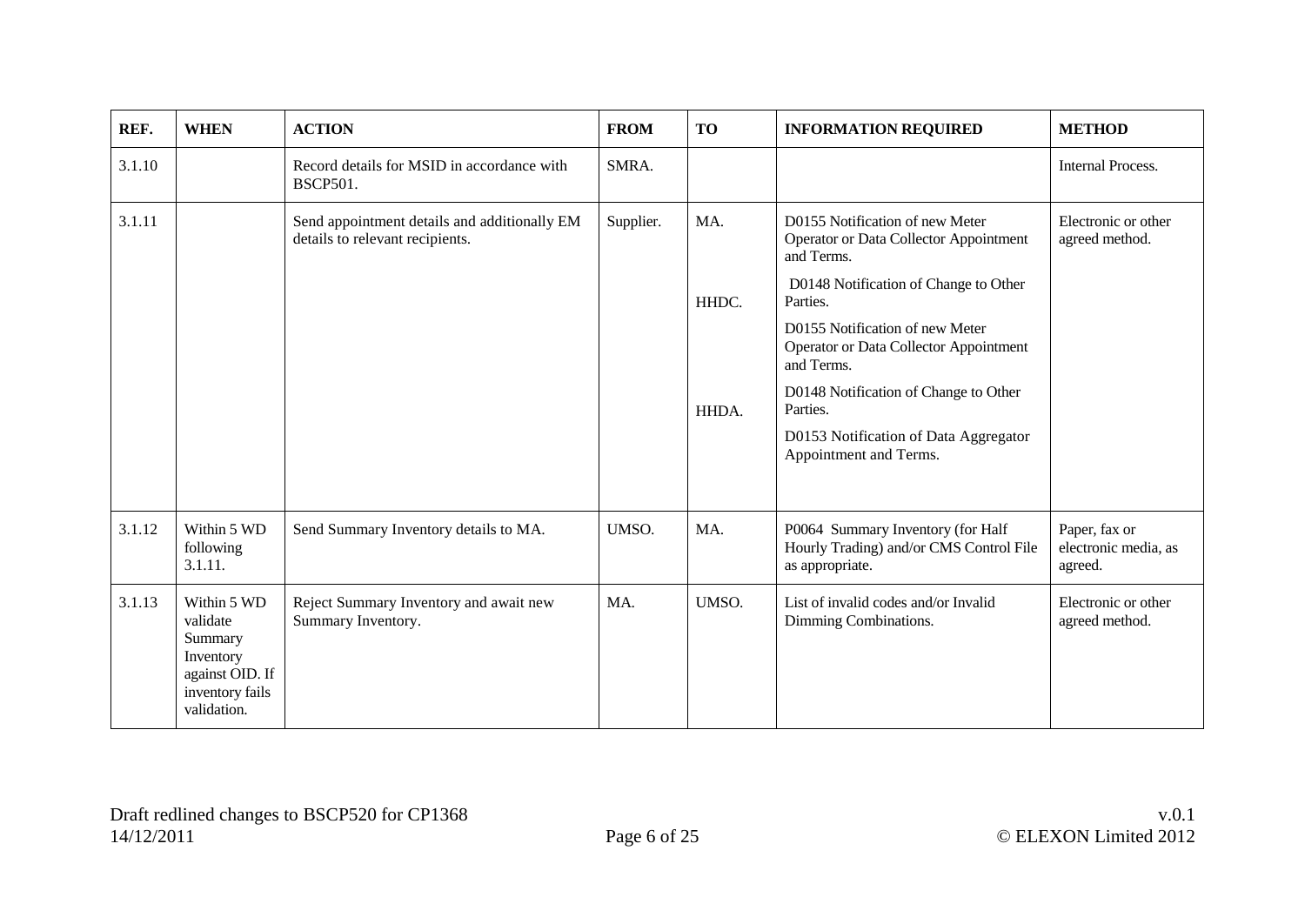| REF. | WHEN | ACTION | FROM | TO | INFORMATION REQUIRED | METHOD |
|---|---|---|---|---|---|---|
| 3.1.10 | | Record details for MSID in accordance with BSCP501. | SMRA. | | | Internal Process. |
| 3.1.11 | | Send appointment details and additionally EM details to relevant recipients. | Supplier. | MA.<br><br>HHDC.<br><br>HHDA. | D0155 Notification of new Meter Operator or Data Collector Appointment and Terms.<br>D0148 Notification of Change to Other Parties.<br>D0155 Notification of new Meter Operator or Data Collector Appointment and Terms.<br>D0148 Notification of Change to Other Parties.<br>D0153 Notification of Data Aggregator Appointment and Terms. | Electronic or other agreed method. |
| 3.1.12 | Within 5 WD following 3.1.11. | Send Summary Inventory details to MA. | UMSO. | MA. | P0064 Summary Inventory (for Half Hourly Trading) and/or CMS Control File as appropriate. | Paper, fax or electronic media, as agreed. |
| 3.1.13 | Within 5 WD validate Summary Inventory against OID. If inventory fails validation. | Reject Summary Inventory and await new Summary Inventory. | MA. | UMSO. | List of invalid codes and/or Invalid Dimming Combinations. | Electronic or other agreed method. |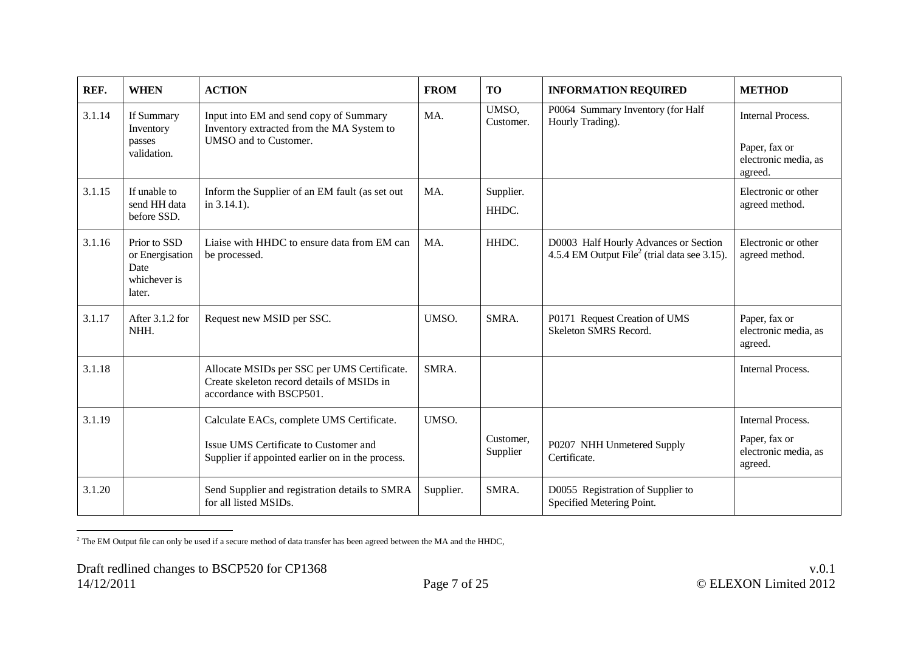| REF. | WHEN | ACTION | FROM | TO | INFORMATION REQUIRED | METHOD |
|---|---|---|---|---|---|---|
| 3.1.14 | If Summary Inventory passes validation. | Input into EM and send copy of Summary Inventory extracted from the MA System to UMSO and to Customer. | MA. | UMSO, Customer. | P0064 Summary Inventory (for Half Hourly Trading). | Internal Process.<br><br>Paper, fax or electronic media, as agreed. |
| 3.1.15 | If unable to send HH data before SSD. | Inform the Supplier of an EM fault (as set out in 3.14.1). | MA. | Supplier.<br>HHDC. | | Electronic or other agreed method. |
| 3.1.16 | Prior to SSD or Energisation Date whichever is later. | Liaise with HHDC to ensure data from EM can be processed. | MA. | HHDC. | D0003 Half Hourly Advances or Section 4.5.4 EM Output File[2] (trial data see 3.15). | Electronic or other agreed method. |
| 3.1.17 | After 3.1.2 for NHH. | Request new MSID per SSC. | UMSO. | SMRA. | P0171 Request Creation of UMS Skeleton SMRS Record. | Paper, fax or electronic media, as agreed. |
| 3.1.18 | | Allocate MSIDs per SSC per UMS Certificate. Create skeleton record details of MSIDs in accordance with BSCP501. | SMRA. | | | Internal Process. |
| 3.1.19 | | Calculate EACs, complete UMS Certificate.<br><br>Issue UMS Certificate to Customer and Supplier if appointed earlier on in the process. | UMSO. | <br><br>Customer, Supplier | <br><br>P0207 NHH Unmetered Supply Certificate. | Internal Process.<br><br>Paper, fax or electronic media, as agreed. |
| 3.1.20 | | Send Supplier and registration details to SMRA for all listed MSIDs. | Supplier. | SMRA. | D0055 Registration of Supplier to Specified Metering Point. | |

[2] The EM Output file can only be used if a secure method of data transfer has been agreed between the MA and the HHDC,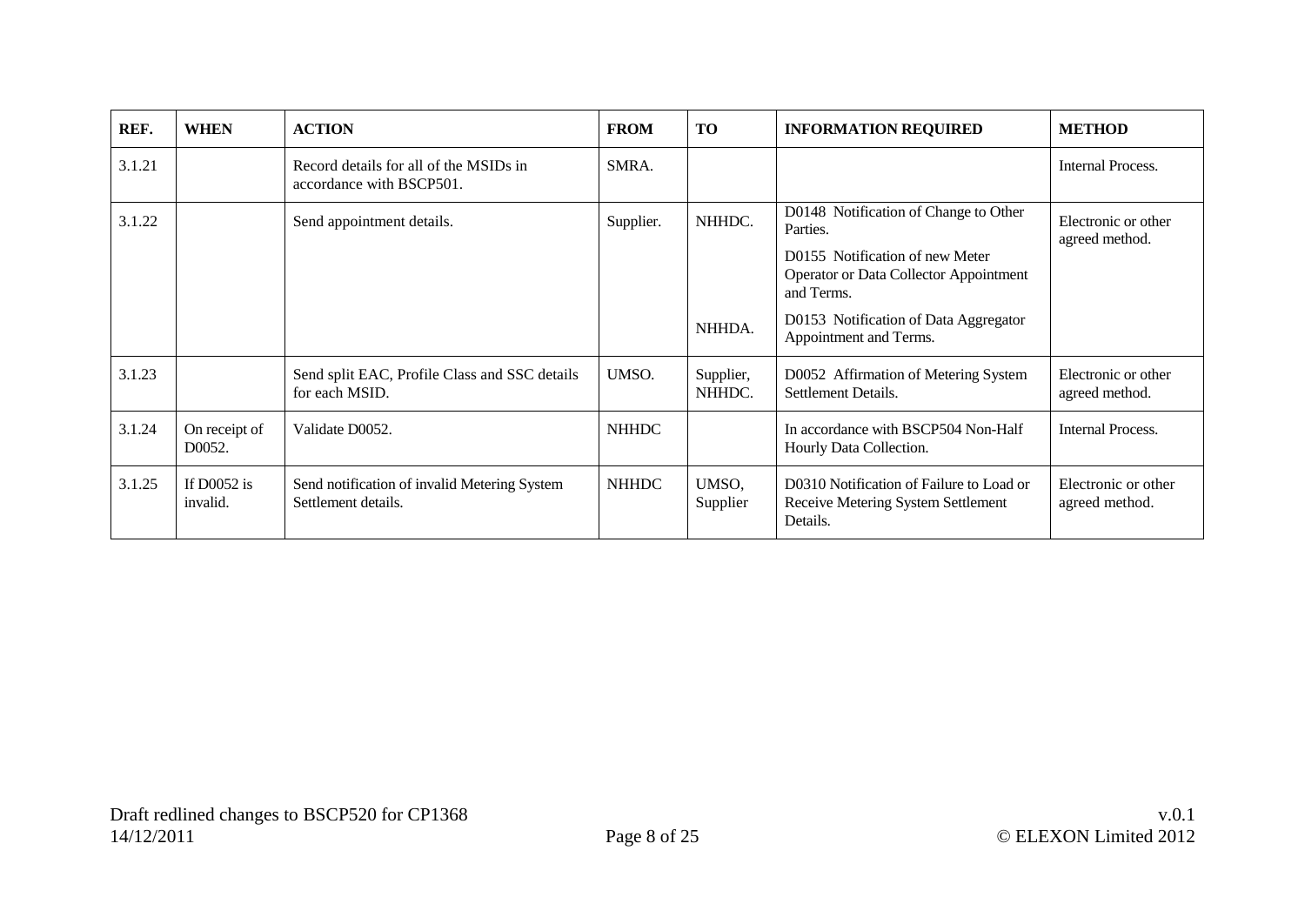| REF. | WHEN | ACTION | FROM | TO | INFORMATION REQUIRED | METHOD |
|---|---|---|---|---|---|---|
| 3.1.21 | | Record details for all of the MSIDs in accordance with BSCP501. | SMRA. | | | Internal Process. |
| 3.1.22 | | Send appointment details. | Supplier. | NHHDC.<br><br><br><br>NHHDA. | D0148 Notification of Change to Other Parties.<br>D0155 Notification of new Meter Operator or Data Collector Appointment and Terms.<br>D0153 Notification of Data Aggregator Appointment and Terms. | Electronic or other agreed method. |
| 3.1.23 | | Send split EAC, Profile Class and SSC details for each MSID. | UMSO. | Supplier, NHHDC. | D0052 Affirmation of Metering System Settlement Details. | Electronic or other agreed method. |
| 3.1.24 | On receipt of D0052. | Validate D0052. | NHHDC | | In accordance with BSCP504 Non-Half Hourly Data Collection. | Internal Process. |
| 3.1.25 | If D0052 is invalid. | Send notification of invalid Metering System Settlement details. | NHHDC | UMSO, Supplier | D0310 Notification of Failure to Load or Receive Metering System Settlement Details. | Electronic or other agreed method. |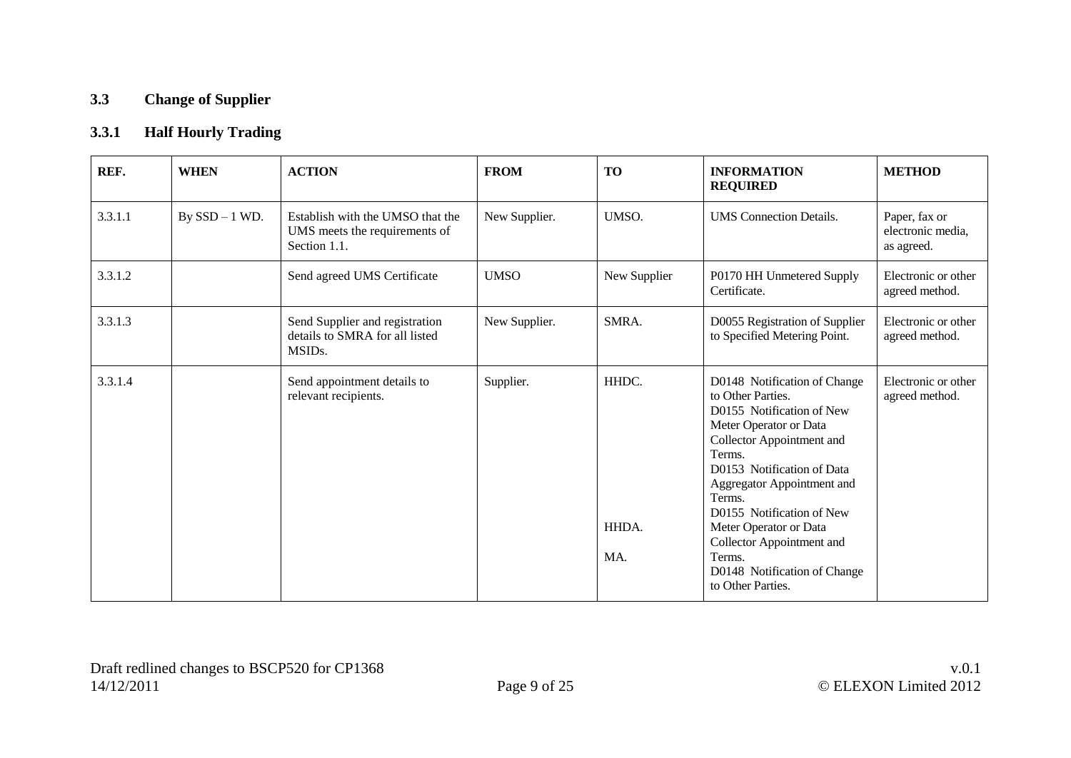## 3.3 Change of Supplier

### 3.3.1 Half Hourly Trading

| REF. | WHEN | ACTION | FROM | TO | INFORMATION REQUIRED | METHOD |
|---|---|---|---|---|---|---|
| 3.3.1.1 | By SSD – 1 WD. | Establish with the UMSO that the UMS meets the requirements of Section 1.1. | New Supplier. | UMSO. | UMS Connection Details. | Paper, fax or electronic media, as agreed. |
| 3.3.1.2 | | Send agreed UMS Certificate | UMSO | New Supplier | P0170 HH Unmetered Supply Certificate. | Electronic or other agreed method. |
| 3.3.1.3 | | Send Supplier and registration details to SMRA for all listed MSIDs. | New Supplier. | SMRA. | D0055 Registration of Supplier to Specified Metering Point. | Electronic or other agreed method. |
| 3.3.1.4 | | Send appointment details to relevant recipients. | Supplier. | HHDC.<br><br><br><br><br><br><br>HHDA.<br><br>MA. | D0148 Notification of Change to Other Parties.<br>D0155 Notification of New Meter Operator or Data Collector Appointment and Terms.<br>D0153 Notification of Data Aggregator Appointment and Terms.<br>D0155 Notification of New Meter Operator or Data Collector Appointment and Terms.<br>D0148 Notification of Change to Other Parties. | Electronic or other agreed method. |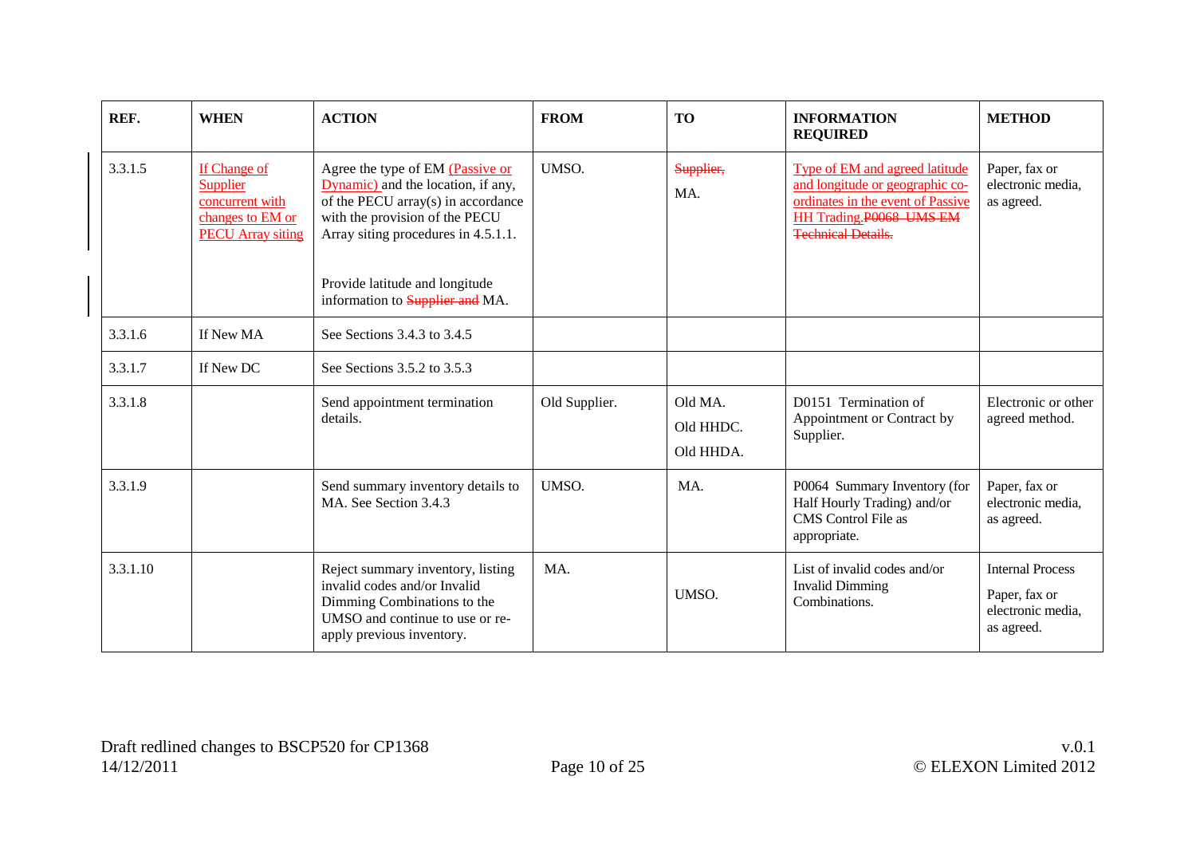| REF. | WHEN | ACTION | FROM | TO | INFORMATION REQUIRED | METHOD |
|---|---|---|---|---|---|---|
| 3.3.1.5 | If Change of Supplier concurrent with changes to EM or PECU Array siting | Agree the type of EM (Passive or Dynamic) and the location, if any, of the PECU array(s) in accordance with the provision of the PECU Array siting procedures in 4.5.1.1.<br><br>Provide latitude and longitude information to ~~Supplier and~~ MA. | UMSO. | ~~Supplier,~~<br>MA. | Type of EM and agreed latitude and longitude or geographic co-ordinates in the event of Passive HH Trading.~~P0068 UMS EM Technical Details.~~ | Paper, fax or electronic media, as agreed. |
| 3.3.1.6 | If New MA | See Sections 3.4.3 to 3.4.5 | | | | |
| 3.3.1.7 | If New DC | See Sections 3.5.2 to 3.5.3 | | | | |
| 3.3.1.8 | | Send appointment termination details. | Old Supplier. | Old MA.<br>Old HHDC.<br>Old HHDA. | D0151 Termination of Appointment or Contract by Supplier. | Electronic or other agreed method. |
| 3.3.1.9 | | Send summary inventory details to MA. See Section 3.4.3 | UMSO. | MA. | P0064 Summary Inventory (for Half Hourly Trading) and/or CMS Control File as appropriate. | Paper, fax or electronic media, as agreed. |
| 3.3.1.10 | | Reject summary inventory, listing invalid codes and/or Invalid Dimming Combinations to the UMSO and continue to use or re-apply previous inventory. | MA. | UMSO. | List of invalid codes and/or Invalid Dimming Combinations. | Internal Process<br>Paper, fax or electronic media, as agreed. |

Draft redlined changes to BSCP520 for CP1368
14/12/2011

v.0.1
© ELEXON Limited 2012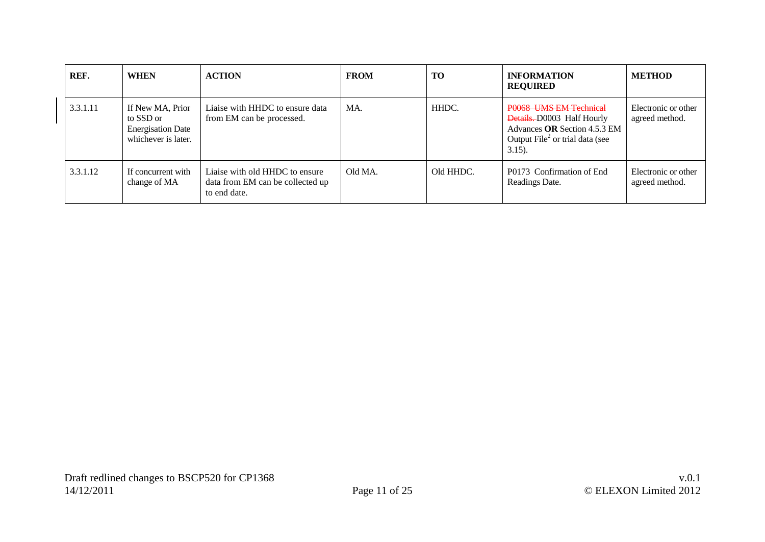| REF. | WHEN | ACTION | FROM | TO | INFORMATION REQUIRED | METHOD |
|---|---|---|---|---|---|---|
| 3.3.1.11 | If New MA, Prior to SSD or Energisation Date whichever is later. | Liaise with HHDC to ensure data from EM can be processed. | MA. | HHDC. | ~~P0068 UMS EM Technical Details.~~ D0003 Half Hourly Advances **OR** Section 4.5.3 EM Output File[2] or trial data (see 3.15). | Electronic or other agreed method. |
| 3.3.1.12 | If concurrent with change of MA | Liaise with old HHDC to ensure data from EM can be collected up to end date. | Old MA. | Old HHDC. | P0173 Confirmation of End Readings Date. | Electronic or other agreed method. |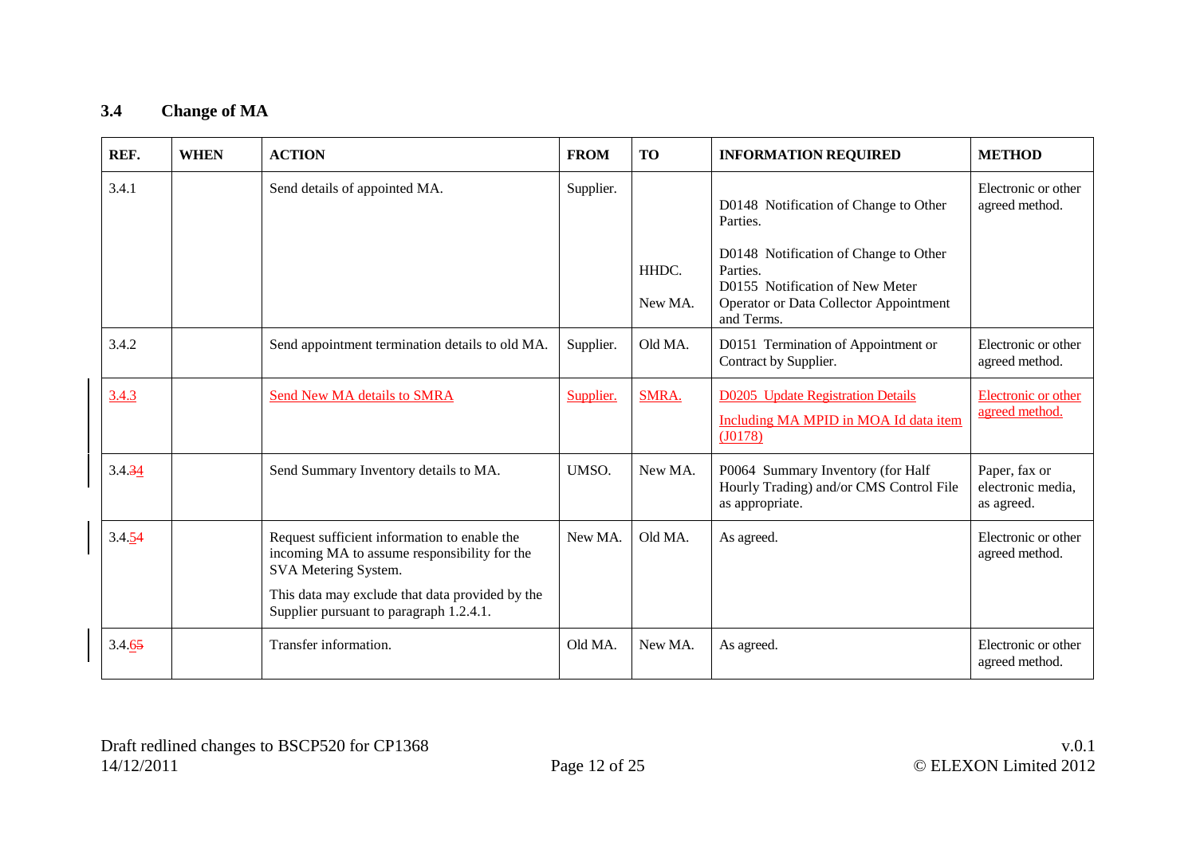## 3.4 Change of MA

| REF. | WHEN | ACTION | FROM | TO | INFORMATION REQUIRED | METHOD |
|---|---|---|---|---|---|---|
| 3.4.1 | | Send details of appointed MA. | Supplier. | <br>HHDC.<br>New MA. | D0148 Notification of Change to Other Parties.<br>D0148 Notification of Change to Other Parties.<br>D0155 Notification of New Meter Operator or Data Collector Appointment and Terms. | Electronic or other agreed method. |
| 3.4.2 | | Send appointment termination details to old MA. | Supplier. | Old MA. | D0151 Termination of Appointment or Contract by Supplier. | Electronic or other agreed method. |
| 3.4.3 | | Send New MA details to SMRA | Supplier. | SMRA. | D0205 Update Registration Details<br>Including MA MPID in MOA Id data item (J0178) | Electronic or other agreed method. |
| 3.4.~~3~~4 | | Send Summary Inventory details to MA. | UMSO. | New MA. | P0064 Summary Inventory (for Half Hourly Trading) and/or CMS Control File as appropriate. | Paper, fax or electronic media, as agreed. |
| 3.4.5~~4~~ | | Request sufficient information to enable the incoming MA to assume responsibility for the SVA Metering System.<br>This data may exclude that data provided by the Supplier pursuant to paragraph 1.2.4.1. | New MA. | Old MA. | As agreed. | Electronic or other agreed method. |
| 3.4.6~~5~~ | | Transfer information. | Old MA. | New MA. | As agreed. | Electronic or other agreed method. |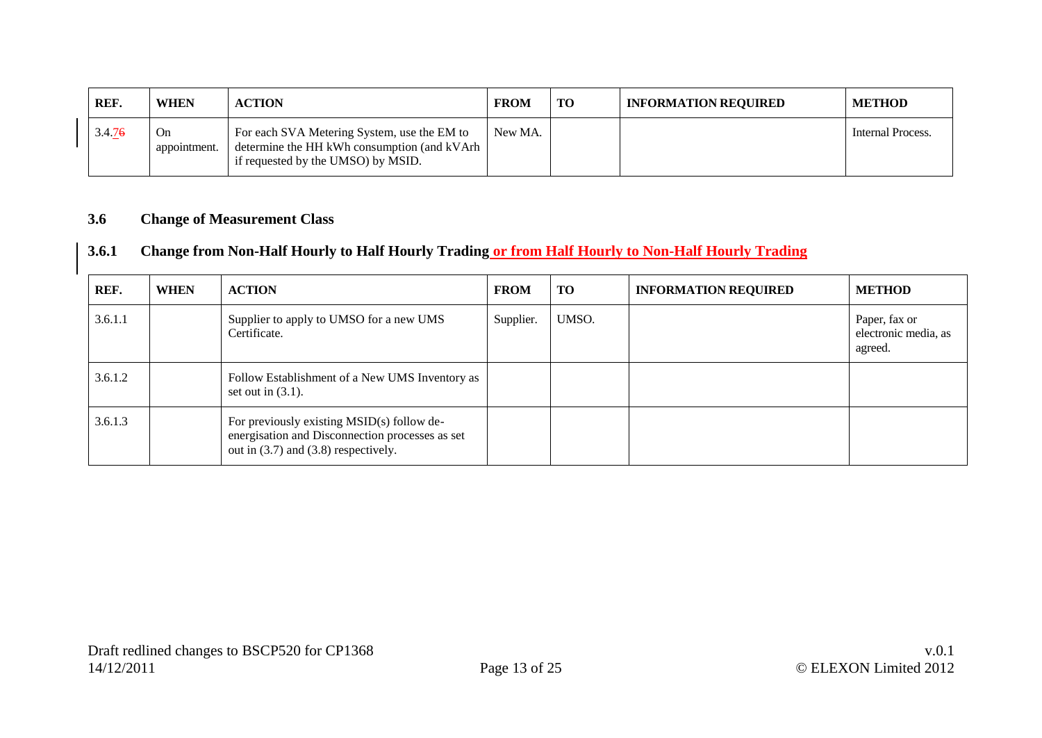| REF. | WHEN | ACTION | FROM | TO | INFORMATION REQUIRED | METHOD |
|---|---|---|---|---|---|---|
| 3.4.7~~6~~ | On appointment. | For each SVA Metering System, use the EM to determine the HH kWh consumption (and kVArh if requested by the UMSO) by MSID. | New MA. | | | Internal Process. |

## 3.6 Change of Measurement Class

### 3.6.1 Change from Non-Half Hourly to Half Hourly Trading or from Half Hourly to Non-Half Hourly Trading

| REF. | WHEN | ACTION | FROM | TO | INFORMATION REQUIRED | METHOD |
|---|---|---|---|---|---|---|
| 3.6.1.1 | | Supplier to apply to UMSO for a new UMS Certificate. | Supplier. | UMSO. | | Paper, fax or electronic media, as agreed. |
| 3.6.1.2 | | Follow Establishment of a New UMS Inventory as set out in (3.1). | | | | |
| 3.6.1.3 | | For previously existing MSID(s) follow de-energisation and Disconnection processes as set out in (3.7) and (3.8) respectively. | | | | |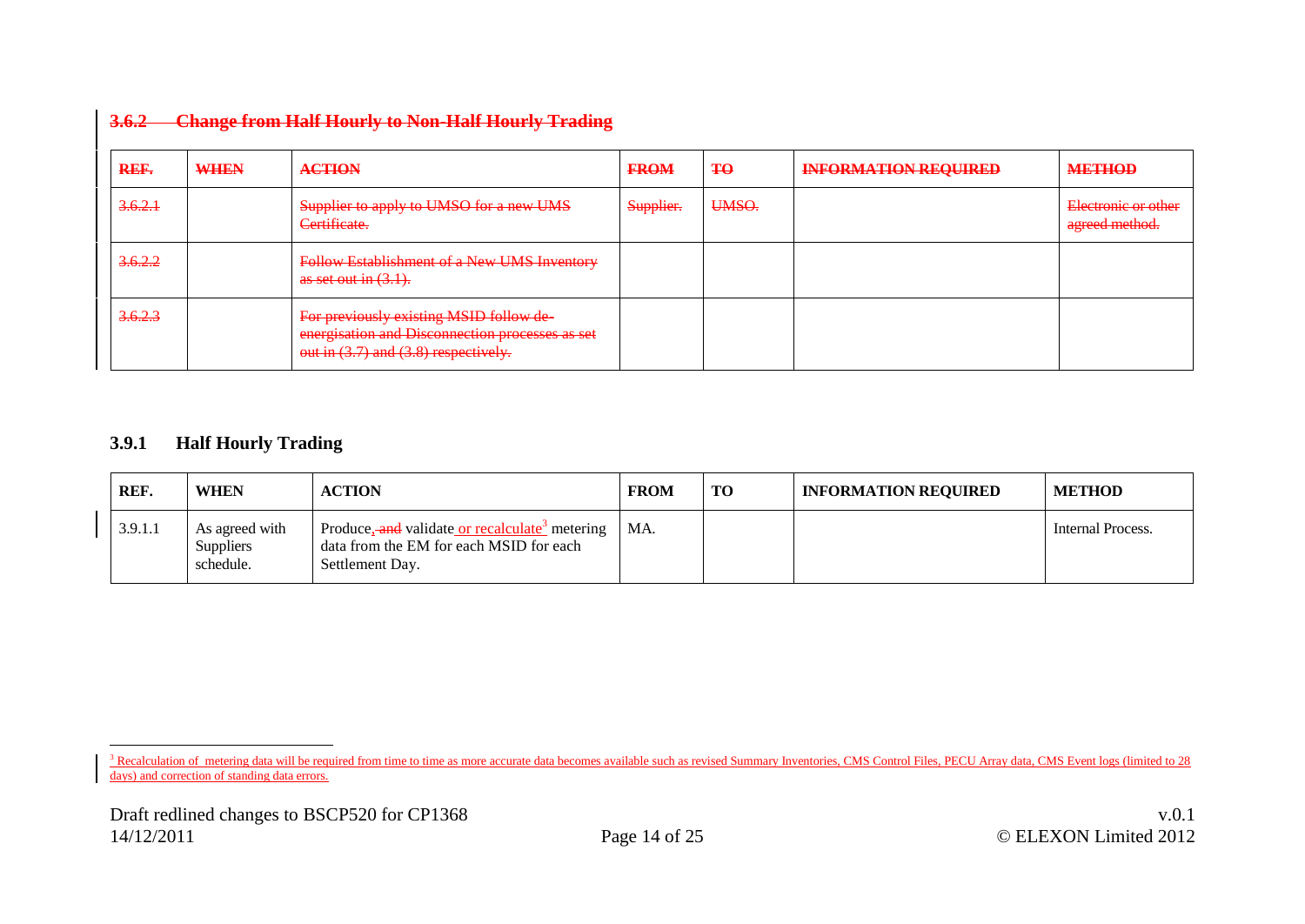### ~~3.6.2 Change from Half Hourly to Non-Half Hourly Trading~~

| ~~REF.~~ | ~~WHEN~~ | ~~ACTION~~ | ~~FROM~~ | ~~TO~~ | ~~INFORMATION REQUIRED~~ | ~~METHOD~~ |
|---|---|---|---|---|---|---|
| ~~3.6.2.1~~ | | ~~Supplier to apply to UMSO for a new UMS Certificate.~~ | ~~Supplier.~~ | ~~UMSO.~~ | | ~~Electronic or other agreed method.~~ |
| ~~3.6.2.2~~ | | ~~Follow Establishment of a New UMS Inventory as set out in (3.1).~~ | | | | |
| ~~3.6.2.3~~ | | ~~For previously existing MSID follow de-energisation and Disconnection processes as set out in (3.7) and (3.8) respectively.~~ | | | | |

### 3.9.1 Half Hourly Trading

| REF. | WHEN | ACTION | FROM | TO | INFORMATION REQUIRED | METHOD |
|---|---|---|---|---|---|---|
| 3.9.1.1 | As agreed with Suppliers schedule. | Produce, ~~and~~ validate or recalculate[3] metering data from the EM for each MSID for each Settlement Day. | MA. | | | Internal Process. |

[3] Recalculation of metering data will be required from time to time as more accurate data becomes available such as revised Summary Inventories, CMS Control Files, PECU Array data, CMS Event logs (limited to 28 days) and correction of standing data errors.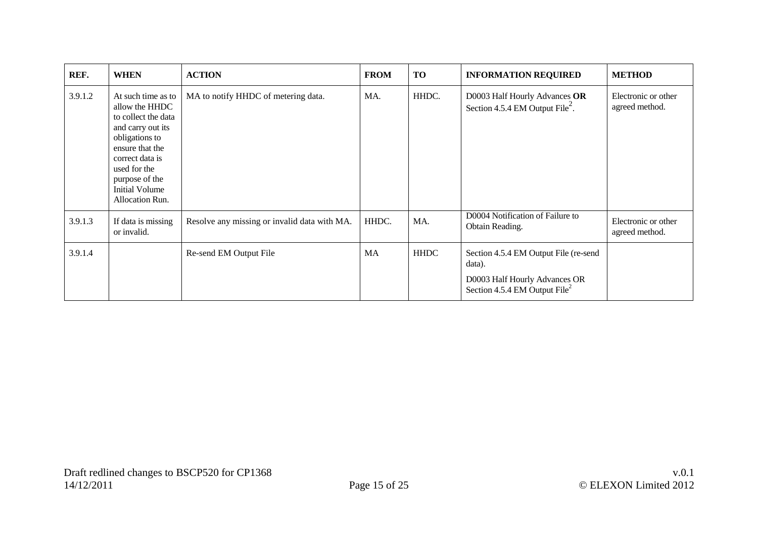| REF. | WHEN | ACTION | FROM | TO | INFORMATION REQUIRED | METHOD |
|---|---|---|---|---|---|---|
| 3.9.1.2 | At such time as to allow the HHDC to collect the data and carry out its obligations to ensure that the correct data is used for the purpose of the Initial Volume Allocation Run. | MA to notify HHDC of metering data. | MA. | HHDC. | D0003 Half Hourly Advances **OR** Section 4.5.4 EM Output File[2]. | Electronic or other agreed method. |
| 3.9.1.3 | If data is missing or invalid. | Resolve any missing or invalid data with MA. | HHDC. | MA. | D0004 Notification of Failure to Obtain Reading. | Electronic or other agreed method. |
| 3.9.1.4 | | Re-send EM Output File | MA | HHDC | Section 4.5.4 EM Output File (re-send data).<br><br>D0003 Half Hourly Advances OR Section 4.5.4 EM Output File[2] | |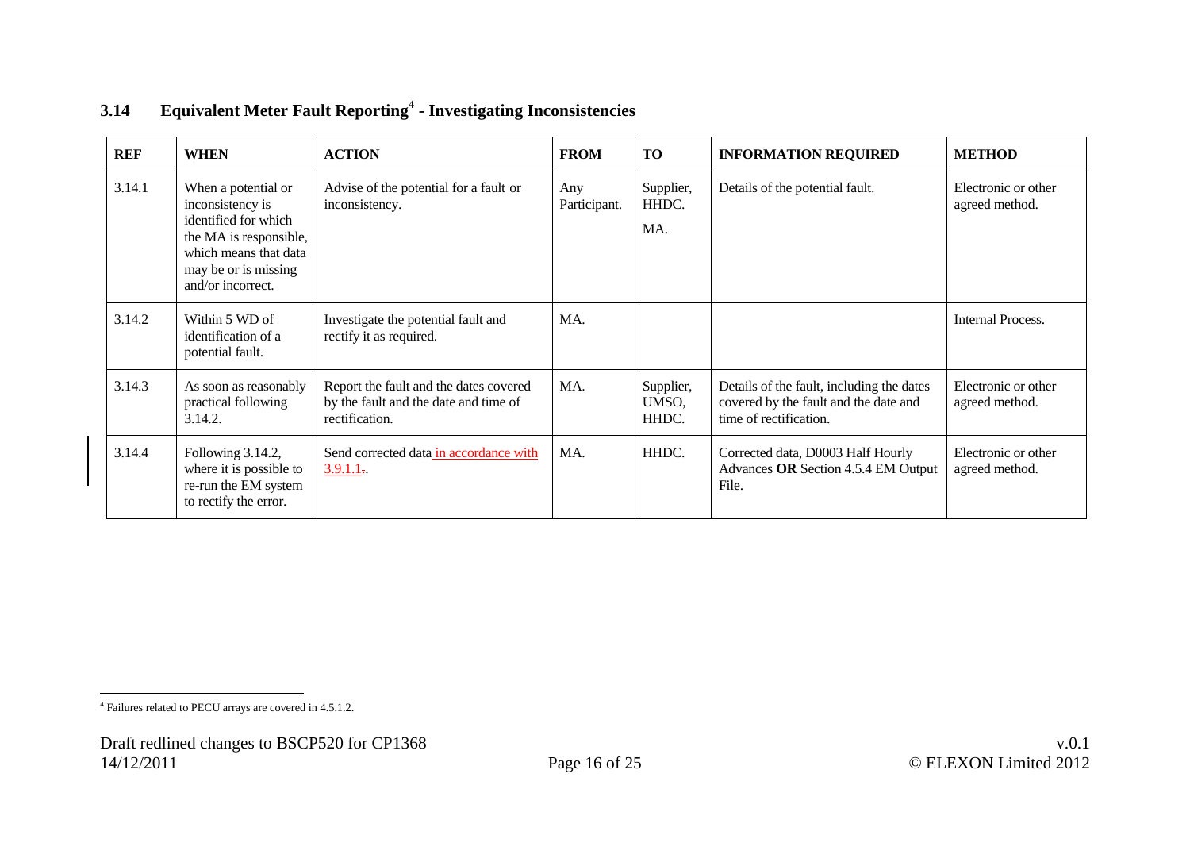### 3.14 Equivalent Meter Fault Reporting[4] - Investigating Inconsistencies

| REF | WHEN | ACTION | FROM | TO | INFORMATION REQUIRED | METHOD |
|---|---|---|---|---|---|---|
| 3.14.1 | When a potential or inconsistency is identified for which the MA is responsible, which means that data may be or is missing and/or incorrect. | Advise of the potential for a fault or inconsistency. | Any Participant. | Supplier, HHDC. MA. | Details of the potential fault. | Electronic or other agreed method. |
| 3.14.2 | Within 5 WD of identification of a potential fault. | Investigate the potential fault and rectify it as required. | MA. | | | Internal Process. |
| 3.14.3 | As soon as reasonably practical following 3.14.2. | Report the fault and the dates covered by the fault and the date and time of rectification. | MA. | Supplier, UMSO, HHDC. | Details of the fault, including the dates covered by the fault and the date and time of rectification. | Electronic or other agreed method. |
| 3.14.4 | Following 3.14.2, where it is possible to re-run the EM system to rectify the error. | Send corrected data in accordance with 3.9.1.1.. | MA. | HHDC. | Corrected data, D0003 Half Hourly Advances **OR** Section 4.5.4 EM Output File. | Electronic or other agreed method. |

[4] Failures related to PECU arrays are covered in 4.5.1.2.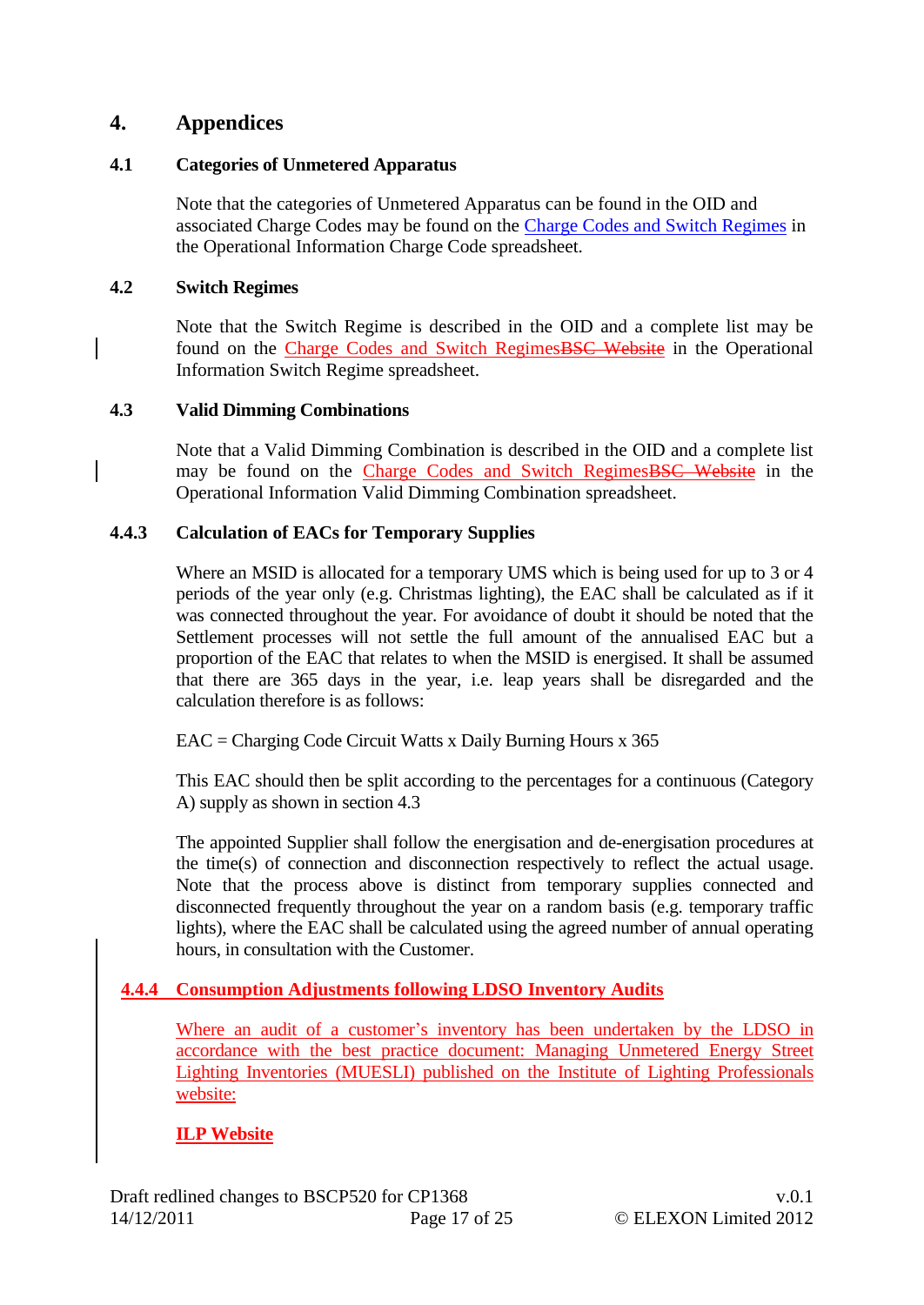# 4. Appendices

## 4.1 Categories of Unmetered Apparatus

Note that the categories of Unmetered Apparatus can be found in the OID and associated Charge Codes may be found on the Charge Codes and Switch Regimes in the Operational Information Charge Code spreadsheet.

## 4.2 Switch Regimes

Note that the Switch Regime is described in the OID and a complete list may be found on the Charge Codes and Switch Regimes~~BSC Website~~ in the Operational Information Switch Regime spreadsheet.

## 4.3 Valid Dimming Combinations

Note that a Valid Dimming Combination is described in the OID and a complete list may be found on the Charge Codes and Switch Regimes~~BSC Website~~ in the Operational Information Valid Dimming Combination spreadsheet.

## 4.4.3 Calculation of EACs for Temporary Supplies

Where an MSID is allocated for a temporary UMS which is being used for up to 3 or 4 periods of the year only (e.g. Christmas lighting), the EAC shall be calculated as if it was connected throughout the year. For avoidance of doubt it should be noted that the Settlement processes will not settle the full amount of the annualised EAC but a proportion of the EAC that relates to when the MSID is energised. It shall be assumed that there are 365 days in the year, i.e. leap years shall be disregarded and the calculation therefore is as follows:

EAC = Charging Code Circuit Watts x Daily Burning Hours x 365

This EAC should then be split according to the percentages for a continuous (Category A) supply as shown in section 4.3

The appointed Supplier shall follow the energisation and de-energisation procedures at the time(s) of connection and disconnection respectively to reflect the actual usage. Note that the process above is distinct from temporary supplies connected and disconnected frequently throughout the year on a random basis (e.g. temporary traffic lights), where the EAC shall be calculated using the agreed number of annual operating hours, in consultation with the Customer.

## 4.4.4 Consumption Adjustments following LDSO Inventory Audits

Where an audit of a customer's inventory has been undertaken by the LDSO in accordance with the best practice document: Managing Unmetered Energy Street Lighting Inventories (MUESLI) published on the Institute of Lighting Professionals website:

**ILP Website**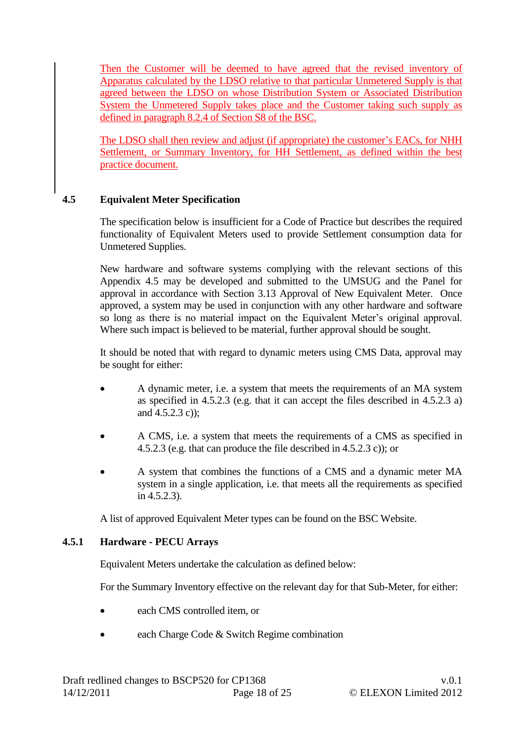Then the Customer will be deemed to have agreed that the revised inventory of Apparatus calculated by the LDSO relative to that particular Unmetered Supply is that agreed between the LDSO on whose Distribution System or Associated Distribution System the Unmetered Supply takes place and the Customer taking such supply as defined in paragraph 8.2.4 of Section S8 of the BSC.

The LDSO shall then review and adjust (if appropriate) the customer's EACs, for NHH Settlement, or Summary Inventory, for HH Settlement, as defined within the best practice document.

## 4.5 Equivalent Meter Specification

The specification below is insufficient for a Code of Practice but describes the required functionality of Equivalent Meters used to provide Settlement consumption data for Unmetered Supplies.

New hardware and software systems complying with the relevant sections of this Appendix 4.5 may be developed and submitted to the UMSUG and the Panel for approval in accordance with Section 3.13 Approval of New Equivalent Meter. Once approved, a system may be used in conjunction with any other hardware and software so long as there is no material impact on the Equivalent Meter's original approval. Where such impact is believed to be material, further approval should be sought.

It should be noted that with regard to dynamic meters using CMS Data, approval may be sought for either:

- A dynamic meter, i.e. a system that meets the requirements of an MA system as specified in 4.5.2.3 (e.g. that it can accept the files described in 4.5.2.3 a) and 4.5.2.3 c));
- A CMS, i.e. a system that meets the requirements of a CMS as specified in 4.5.2.3 (e.g. that can produce the file described in 4.5.2.3 c)); or
- A system that combines the functions of a CMS and a dynamic meter MA system in a single application, i.e. that meets all the requirements as specified in 4.5.2.3).

A list of approved Equivalent Meter types can be found on the BSC Website.

### 4.5.1 Hardware - PECU Arrays

Equivalent Meters undertake the calculation as defined below:

For the Summary Inventory effective on the relevant day for that Sub-Meter, for either:

- each CMS controlled item, or
- each Charge Code & Switch Regime combination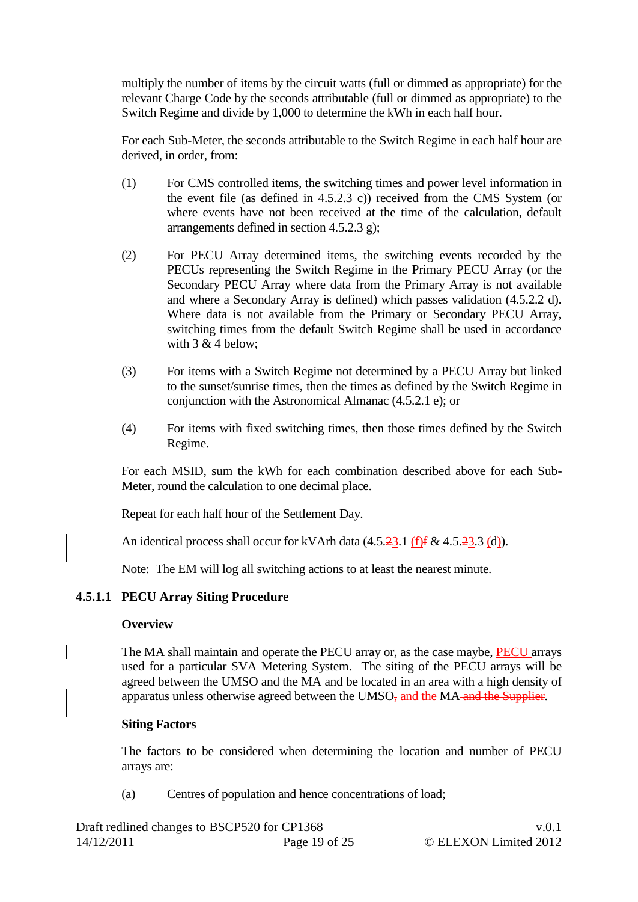multiply the number of items by the circuit watts (full or dimmed as appropriate) for the relevant Charge Code by the seconds attributable (full or dimmed as appropriate) to the Switch Regime and divide by 1,000 to determine the kWh in each half hour.

For each Sub-Meter, the seconds attributable to the Switch Regime in each half hour are derived, in order, from:

(1) For CMS controlled items, the switching times and power level information in the event file (as defined in 4.5.2.3 c)) received from the CMS System (or where events have not been received at the time of the calculation, default arrangements defined in section 4.5.2.3 g);

(2) For PECU Array determined items, the switching events recorded by the PECUs representing the Switch Regime in the Primary PECU Array (or the Secondary PECU Array where data from the Primary Array is not available and where a Secondary Array is defined) which passes validation (4.5.2.2 d). Where data is not available from the Primary or Secondary PECU Array, switching times from the default Switch Regime shall be used in accordance with 3 & 4 below;

(3) For items with a Switch Regime not determined by a PECU Array but linked to the sunset/sunrise times, then the times as defined by the Switch Regime in conjunction with the Astronomical Almanac (4.5.2.1 e); or

(4) For items with fixed switching times, then those times defined by the Switch Regime.

For each MSID, sum the kWh for each combination described above for each Sub-Meter, round the calculation to one decimal place.

Repeat for each half hour of the Settlement Day.

An identical process shall occur for kVArh data (4.5.~~2~~3.1 (f)~~f~~ & 4.5.~~2~~3.3 (d)).

Note: The EM will log all switching actions to at least the nearest minute.

### 4.5.1.1 PECU Array Siting Procedure

**Overview**

The MA shall maintain and operate the PECU array or, as the case maybe, PECU arrays used for a particular SVA Metering System. The siting of the PECU arrays will be agreed between the UMSO and the MA and be located in an area with a high density of apparatus unless otherwise agreed between the UMSO~~,~~ and the MA ~~and the Supplier~~.

**Siting Factors**

The factors to be considered when determining the location and number of PECU arrays are:

(a) Centres of population and hence concentrations of load;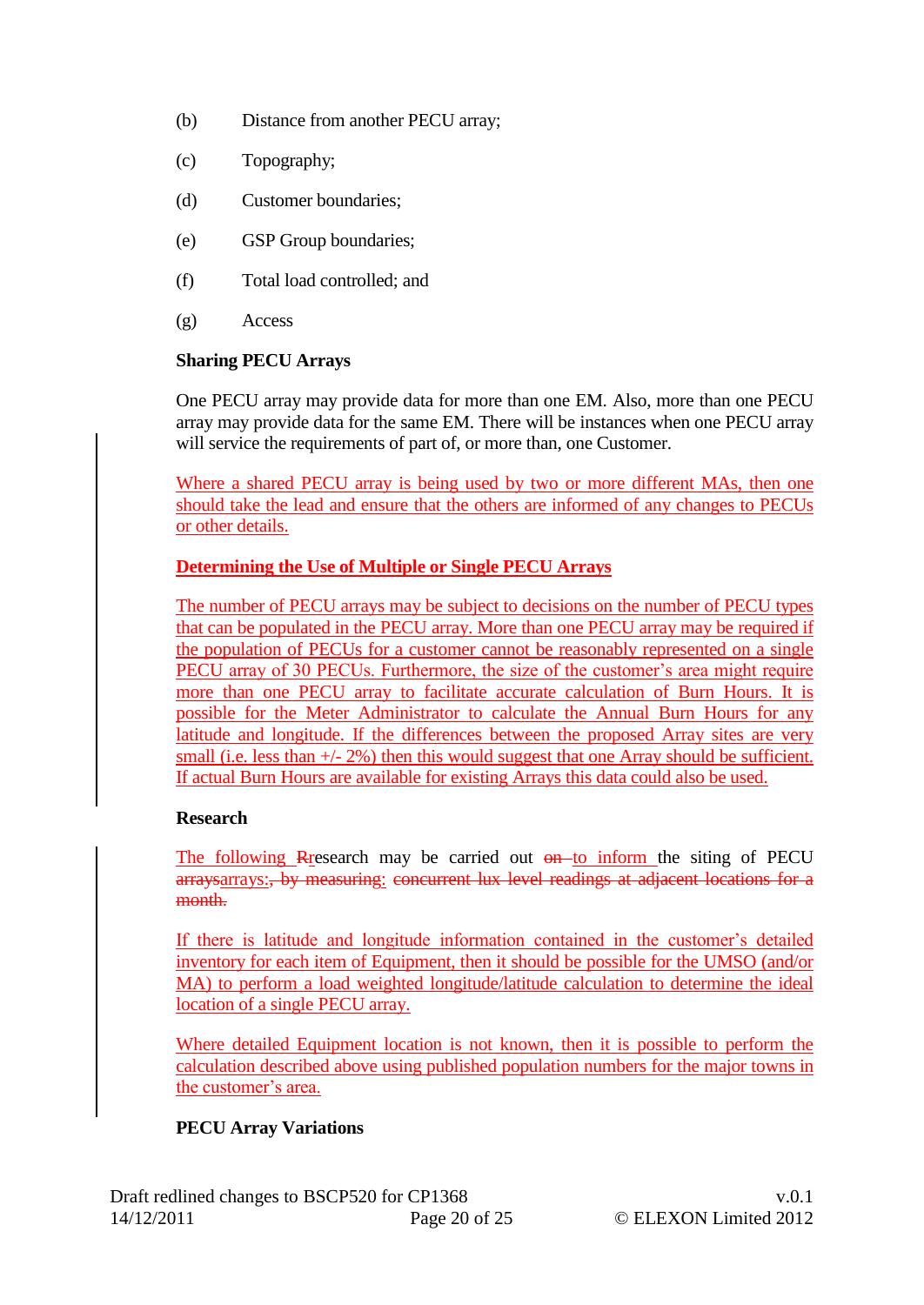(b) Distance from another PECU array;

(c) Topography;

(d) Customer boundaries;

(e) GSP Group boundaries;

(f) Total load controlled; and

(g) Access

**Sharing PECU Arrays**

One PECU array may provide data for more than one EM. Also, more than one PECU array may provide data for the same EM. There will be instances when one PECU array will service the requirements of part of, or more than, one Customer.

Where a shared PECU array is being used by two or more different MAs, then one should take the lead and ensure that the others are informed of any changes to PECUs or other details.

**Determining the Use of Multiple or Single PECU Arrays**

The number of PECU arrays may be subject to decisions on the number of PECU types that can be populated in the PECU array. More than one PECU array may be required if the population of PECUs for a customer cannot be reasonably represented on a single PECU array of 30 PECUs. Furthermore, the size of the customer's area might require more than one PECU array to facilitate accurate calculation of Burn Hours. It is possible for the Meter Administrator to calculate the Annual Burn Hours for any latitude and longitude. If the differences between the proposed Array sites are very small (i.e. less than +/- 2%) then this would suggest that one Array should be sufficient. If actual Burn Hours are available for existing Arrays this data could also be used.

**Research**

The following Rresearch may be carried out on to inform the siting of PECU arraysarrays:, by measuring: concurrent lux level readings at adjacent locations for a month.

If there is latitude and longitude information contained in the customer's detailed inventory for each item of Equipment, then it should be possible for the UMSO (and/or MA) to perform a load weighted longitude/latitude calculation to determine the ideal location of a single PECU array.

Where detailed Equipment location is not known, then it is possible to perform the calculation described above using published population numbers for the major towns in the customer's area.

**PECU Array Variations**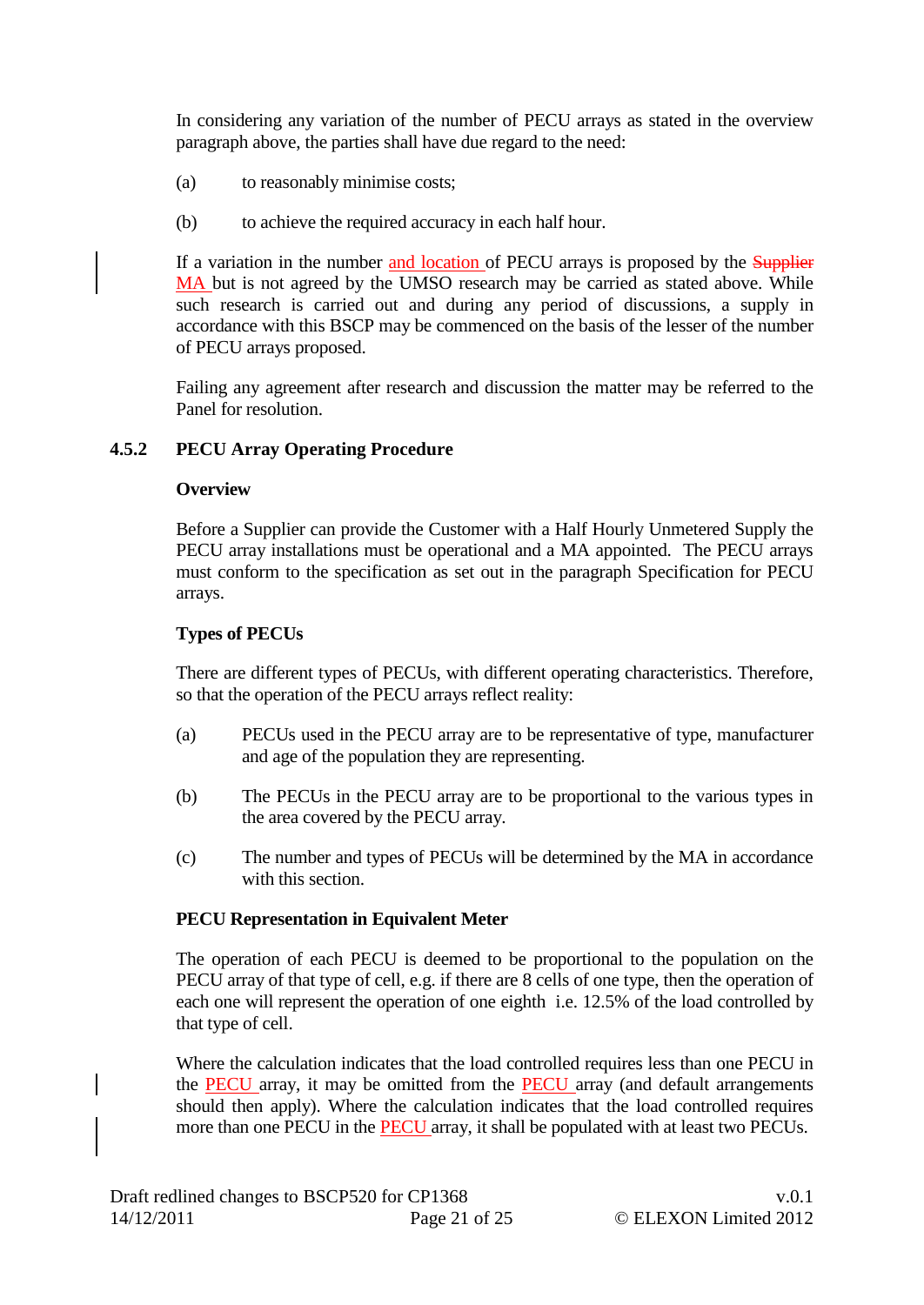In considering any variation of the number of PECU arrays as stated in the overview paragraph above, the parties shall have due regard to the need:

(a) to reasonably minimise costs;

(b) to achieve the required accuracy in each half hour.

If a variation in the number and location of PECU arrays is proposed by the ~~Supplier~~ MA but is not agreed by the UMSO research may be carried as stated above. While such research is carried out and during any period of discussions, a supply in accordance with this BSCP may be commenced on the basis of the lesser of the number of PECU arrays proposed.

Failing any agreement after research and discussion the matter may be referred to the Panel for resolution.

### 4.5.2 PECU Array Operating Procedure

**Overview**

Before a Supplier can provide the Customer with a Half Hourly Unmetered Supply the PECU array installations must be operational and a MA appointed. The PECU arrays must conform to the specification as set out in the paragraph Specification for PECU arrays.

**Types of PECUs**

There are different types of PECUs, with different operating characteristics. Therefore, so that the operation of the PECU arrays reflect reality:

(a) PECUs used in the PECU array are to be representative of type, manufacturer and age of the population they are representing.

(b) The PECUs in the PECU array are to be proportional to the various types in the area covered by the PECU array.

(c) The number and types of PECUs will be determined by the MA in accordance with this section.

**PECU Representation in Equivalent Meter**

The operation of each PECU is deemed to be proportional to the population on the PECU array of that type of cell, e.g. if there are 8 cells of one type, then the operation of each one will represent the operation of one eighth i.e. 12.5% of the load controlled by that type of cell.

Where the calculation indicates that the load controlled requires less than one PECU in the PECU array, it may be omitted from the PECU array (and default arrangements should then apply). Where the calculation indicates that the load controlled requires more than one PECU in the PECU array, it shall be populated with at least two PECUs.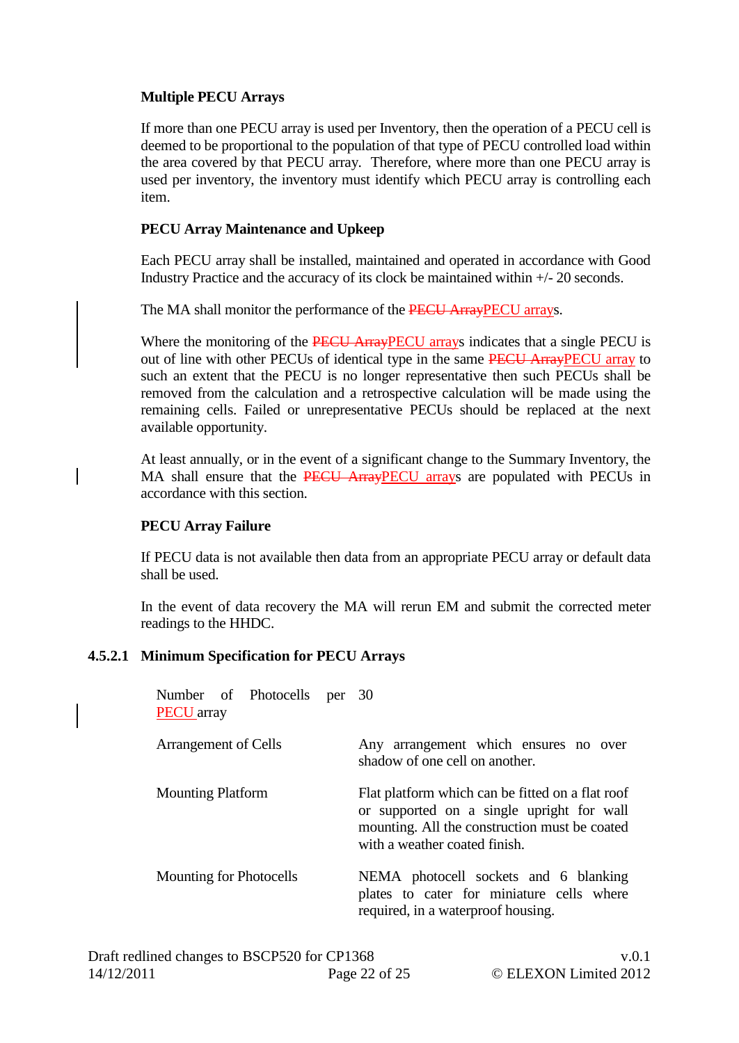**Multiple PECU Arrays**

If more than one PECU array is used per Inventory, then the operation of a PECU cell is deemed to be proportional to the population of that type of PECU controlled load within the area covered by that PECU array. Therefore, where more than one PECU array is used per inventory, the inventory must identify which PECU array is controlling each item.

**PECU Array Maintenance and Upkeep**

Each PECU array shall be installed, maintained and operated in accordance with Good Industry Practice and the accuracy of its clock be maintained within +/- 20 seconds.

The MA shall monitor the performance of the ~~PECU Array~~PECU arrays.

Where the monitoring of the ~~PECU Array~~PECU arrays indicates that a single PECU is out of line with other PECUs of identical type in the same ~~PECU Array~~PECU array to such an extent that the PECU is no longer representative then such PECUs shall be removed from the calculation and a retrospective calculation will be made using the remaining cells. Failed or unrepresentative PECUs should be replaced at the next available opportunity.

At least annually, or in the event of a significant change to the Summary Inventory, the MA shall ensure that the ~~PECU Array~~PECU arrays are populated with PECUs in accordance with this section.

**PECU Array Failure**

If PECU data is not available then data from an appropriate PECU array or default data shall be used.

In the event of data recovery the MA will rerun EM and submit the corrected meter readings to the HHDC.

### 4.5.2.1 Minimum Specification for PECU Arrays

| | |
|---|---|
| Number of Photocells per PECU array | 30 |
| Arrangement of Cells | Any arrangement which ensures no over shadow of one cell on another. |
| Mounting Platform | Flat platform which can be fitted on a flat roof or supported on a single upright for wall mounting. All the construction must be coated with a weather coated finish. |
| Mounting for Photocells | NEMA photocell sockets and 6 blanking plates to cater for miniature cells where required, in a waterproof housing. |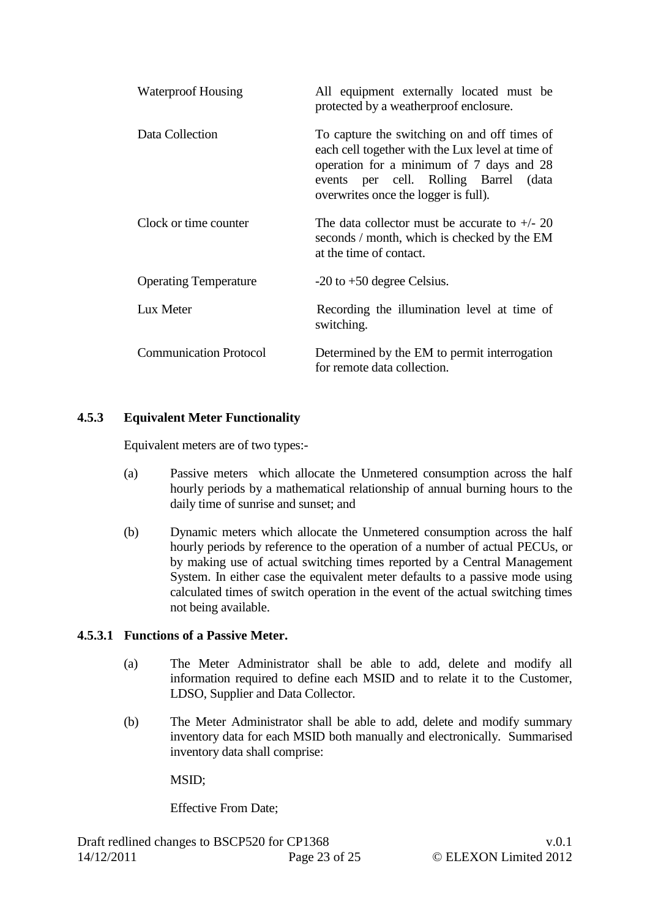| | |
|---|---|
| Waterproof Housing | All equipment externally located must be protected by a weatherproof enclosure. |
| Data Collection | To capture the switching on and off times of each cell together with the Lux level at time of operation for a minimum of 7 days and 28 events per cell. Rolling Barrel (data overwrites once the logger is full). |
| Clock or time counter | The data collector must be accurate to +/- 20 seconds / month, which is checked by the EM at the time of contact. |
| Operating Temperature | -20 to +50 degree Celsius. |
| Lux Meter | Recording the illumination level at time of switching. |
| Communication Protocol | Determined by the EM to permit interrogation for remote data collection. |

### 4.5.3 Equivalent Meter Functionality

Equivalent meters are of two types:-

(a) Passive meters which allocate the Unmetered consumption across the half hourly periods by a mathematical relationship of annual burning hours to the daily time of sunrise and sunset; and

(b) Dynamic meters which allocate the Unmetered consumption across the half hourly periods by reference to the operation of a number of actual PECUs, or by making use of actual switching times reported by a Central Management System. In either case the equivalent meter defaults to a passive mode using calculated times of switch operation in the event of the actual switching times not being available.

#### 4.5.3.1 Functions of a Passive Meter.

(a) The Meter Administrator shall be able to add, delete and modify all information required to define each MSID and to relate it to the Customer, LDSO, Supplier and Data Collector.

(b) The Meter Administrator shall be able to add, delete and modify summary inventory data for each MSID both manually and electronically. Summarised inventory data shall comprise:

MSID;

Effective From Date;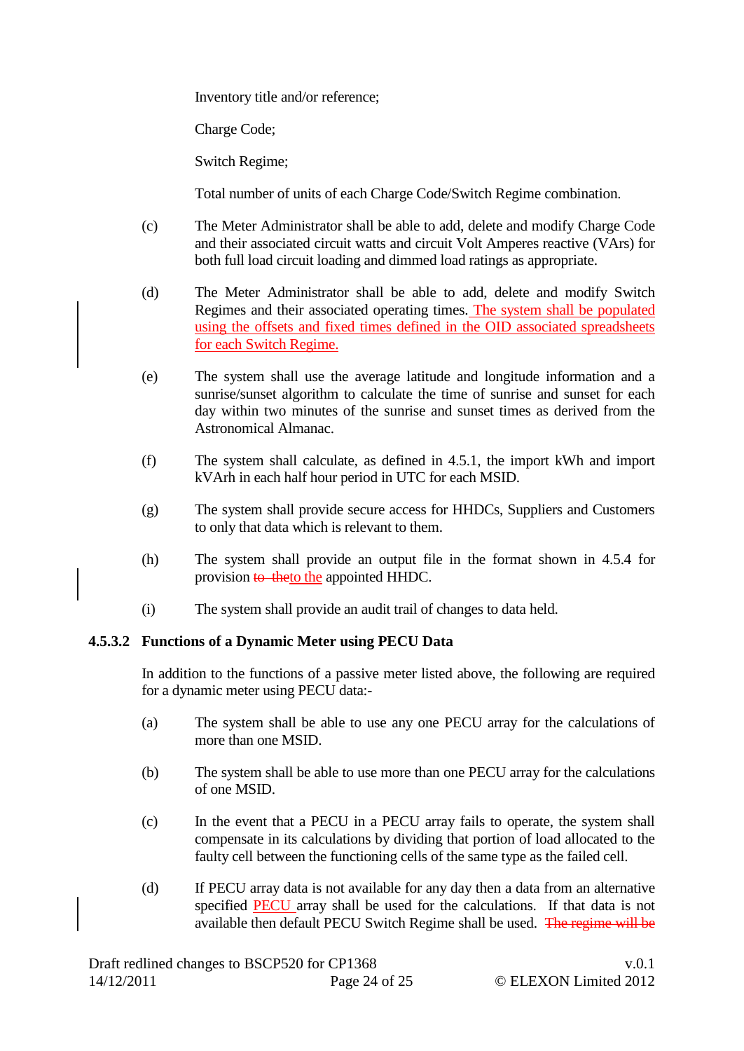Inventory title and/or reference;

Charge Code;

Switch Regime;

Total number of units of each Charge Code/Switch Regime combination.

(c) The Meter Administrator shall be able to add, delete and modify Charge Code and their associated circuit watts and circuit Volt Amperes reactive (VArs) for both full load circuit loading and dimmed load ratings as appropriate.

(d) The Meter Administrator shall be able to add, delete and modify Switch Regimes and their associated operating times. The system shall be populated using the offsets and fixed times defined in the OID associated spreadsheets for each Switch Regime.

(e) The system shall use the average latitude and longitude information and a sunrise/sunset algorithm to calculate the time of sunrise and sunset for each day within two minutes of the sunrise and sunset times as derived from the Astronomical Almanac.

(f) The system shall calculate, as defined in 4.5.1, the import kWh and import kVArh in each half hour period in UTC for each MSID.

(g) The system shall provide secure access for HHDCs, Suppliers and Customers to only that data which is relevant to them.

(h) The system shall provide an output file in the format shown in 4.5.4 for provision ~~to the~~to the appointed HHDC.

(i) The system shall provide an audit trail of changes to data held.

#### 4.5.3.2 Functions of a Dynamic Meter using PECU Data

In addition to the functions of a passive meter listed above, the following are required for a dynamic meter using PECU data:-

(a) The system shall be able to use any one PECU array for the calculations of more than one MSID.

(b) The system shall be able to use more than one PECU array for the calculations of one MSID.

(c) In the event that a PECU in a PECU array fails to operate, the system shall compensate in its calculations by dividing that portion of load allocated to the faulty cell between the functioning cells of the same type as the failed cell.

(d) If PECU array data is not available for any day then a data from an alternative specified PECU array shall be used for the calculations. If that data is not available then default PECU Switch Regime shall be used. ~~The regime will be~~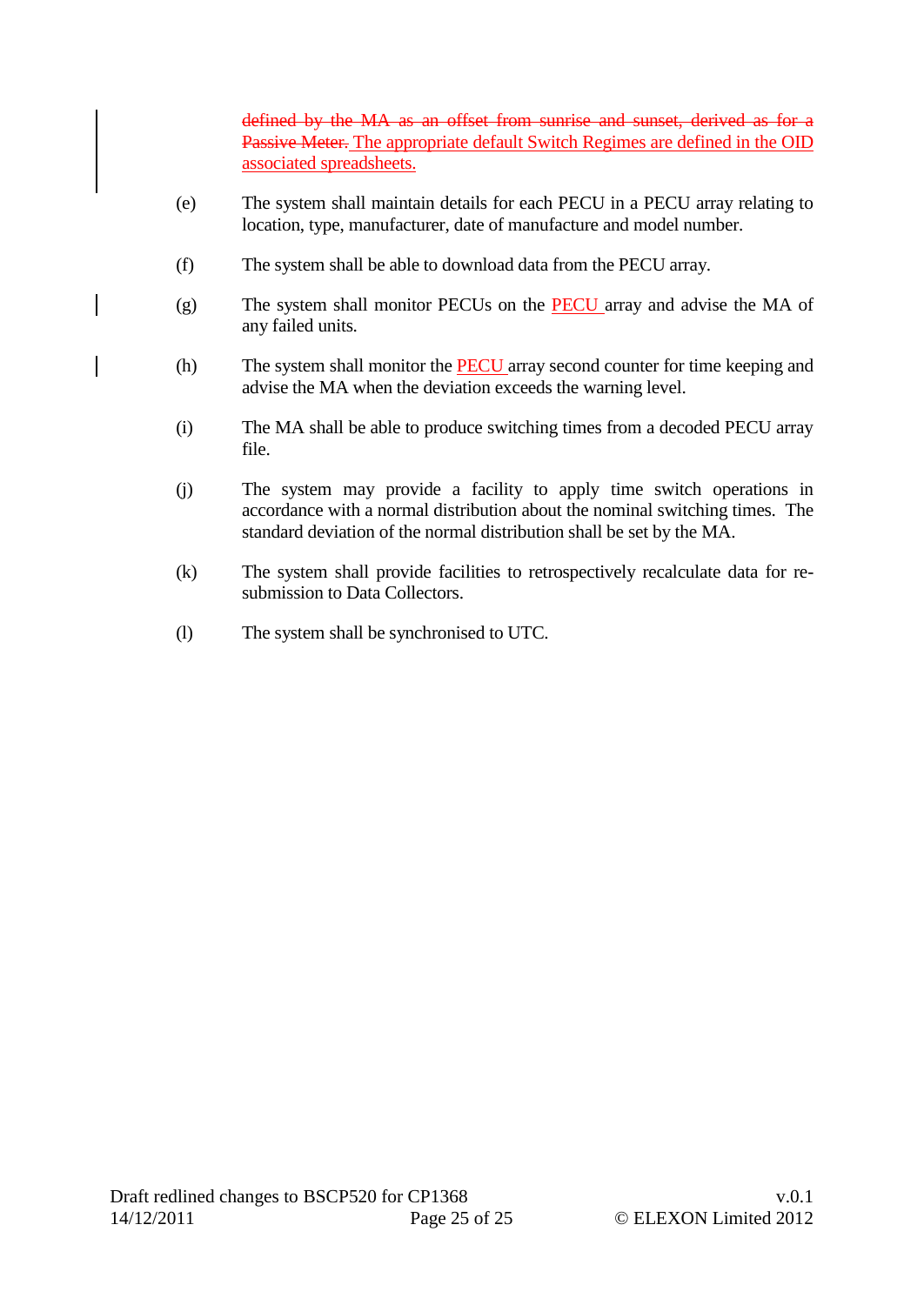~~defined by the MA as an offset from sunrise and sunset, derived as for a Passive Meter.~~ The appropriate default Switch Regimes are defined in the OID associated spreadsheets.

(e) The system shall maintain details for each PECU in a PECU array relating to location, type, manufacturer, date of manufacture and model number.

(f) The system shall be able to download data from the PECU array.

(g) The system shall monitor PECUs on the PECU array and advise the MA of any failed units.

(h) The system shall monitor the PECU array second counter for time keeping and advise the MA when the deviation exceeds the warning level.

(i) The MA shall be able to produce switching times from a decoded PECU array file.

(j) The system may provide a facility to apply time switch operations in accordance with a normal distribution about the nominal switching times. The standard deviation of the normal distribution shall be set by the MA.

(k) The system shall provide facilities to retrospectively recalculate data for re-submission to Data Collectors.

(l) The system shall be synchronised to UTC.